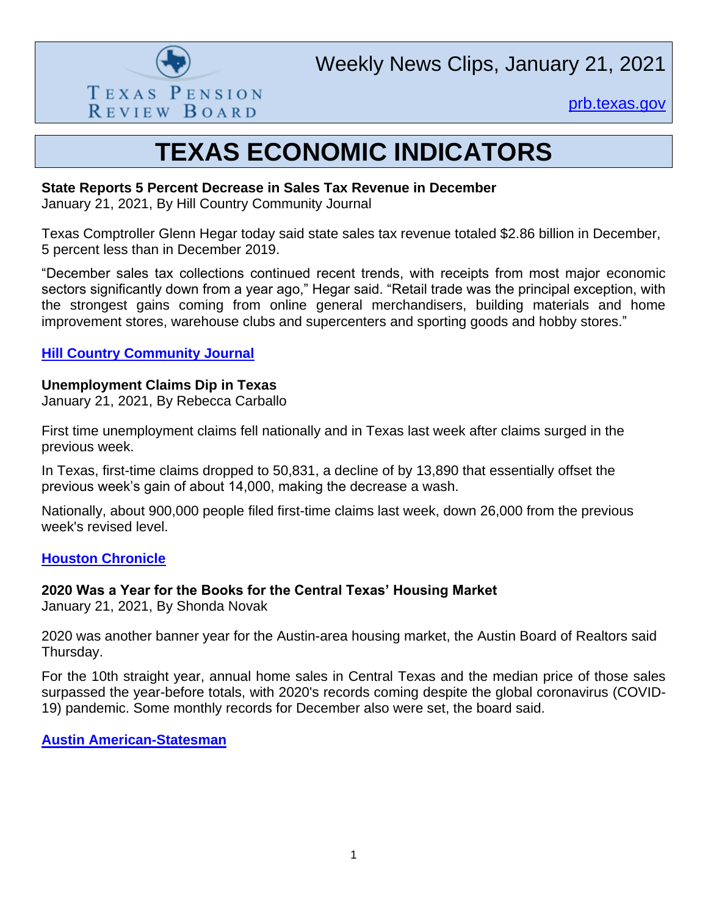Texas Pension Review Board

Weekly News Clips, January 21, 2021

[prb.texas.gov](prb.texas.gov)

# TEXAS ECONOMIC INDICATORS

**State Reports 5 Percent Decrease in Sales Tax Revenue in December**
January 21, 2021, By Hill Country Community Journal

Texas Comptroller Glenn Hegar today said state sales tax revenue totaled $2.86 billion in December, 5 percent less than in December 2019.

"December sales tax collections continued recent trends, with receipts from most major economic sectors significantly down from a year ago," Hegar said. "Retail trade was the principal exception, with the strongest gains coming from online general merchandisers, building materials and home improvement stores, warehouse clubs and supercenters and sporting goods and hobby stores."

**Hill Country Community Journal**

**Unemployment Claims Dip in Texas**
January 21, 2021, By Rebecca Carballo

First time unemployment claims fell nationally and in Texas last week after claims surged in the previous week.

In Texas, first-time claims dropped to 50,831, a decline of by 13,890 that essentially offset the previous week's gain of about 14,000, making the decrease a wash.

Nationally, about 900,000 people filed first-time claims last week, down 26,000 from the previous week's revised level.

**Houston Chronicle**

**2020 Was a Year for the Books for the Central Texas' Housing Market**
January 21, 2021, By Shonda Novak

2020 was another banner year for the Austin-area housing market, the Austin Board of Realtors said Thursday.

For the 10th straight year, annual home sales in Central Texas and the median price of those sales surpassed the year-before totals, with 2020's records coming despite the global coronavirus (COVID-19) pandemic. Some monthly records for December also were set, the board said.

**Austin American-Statesman**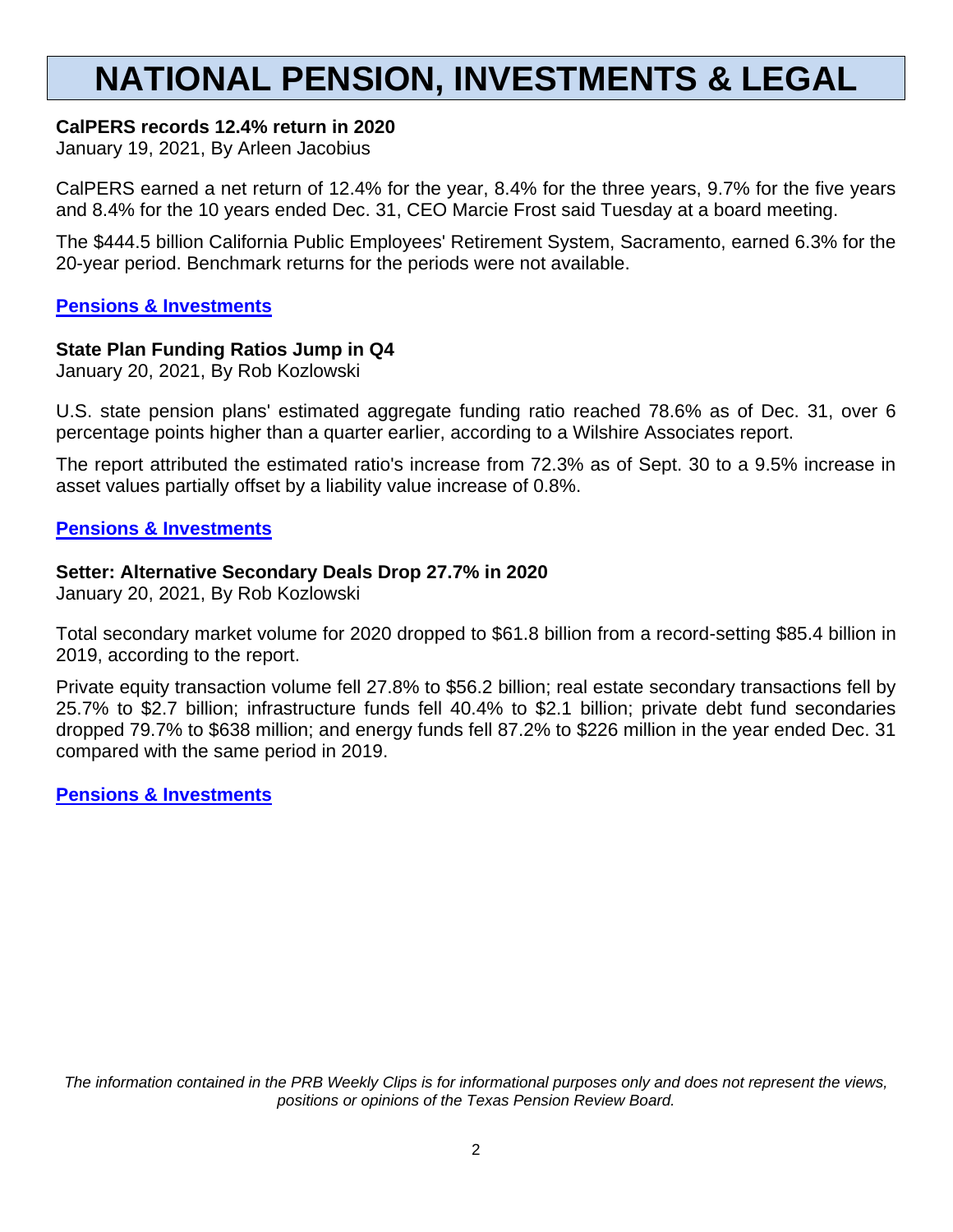# NATIONAL PENSION, INVESTMENTS & LEGAL

**CalPERS records 12.4% return in 2020**
January 19, 2021, By Arleen Jacobius

CalPERS earned a net return of 12.4% for the year, 8.4% for the three years, 9.7% for the five years and 8.4% for the 10 years ended Dec. 31, CEO Marcie Frost said Tuesday at a board meeting.

The $444.5 billion California Public Employees' Retirement System, Sacramento, earned 6.3% for the 20-year period. Benchmark returns for the periods were not available.

**Pensions & Investments**

**State Plan Funding Ratios Jump in Q4**
January 20, 2021, By Rob Kozlowski

U.S. state pension plans' estimated aggregate funding ratio reached 78.6% as of Dec. 31, over 6 percentage points higher than a quarter earlier, according to a Wilshire Associates report.

The report attributed the estimated ratio's increase from 72.3% as of Sept. 30 to a 9.5% increase in asset values partially offset by a liability value increase of 0.8%.

**Pensions & Investments**

**Setter: Alternative Secondary Deals Drop 27.7% in 2020**
January 20, 2021, By Rob Kozlowski

Total secondary market volume for 2020 dropped to $61.8 billion from a record-setting $85.4 billion in 2019, according to the report.

Private equity transaction volume fell 27.8% to $56.2 billion; real estate secondary transactions fell by 25.7% to $2.7 billion; infrastructure funds fell 40.4% to $2.1 billion; private debt fund secondaries dropped 79.7% to $638 million; and energy funds fell 87.2% to $226 million in the year ended Dec. 31 compared with the same period in 2019.

**Pensions & Investments**

*The information contained in the PRB Weekly Clips is for informational purposes only and does not represent the views, positions or opinions of the Texas Pension Review Board.*